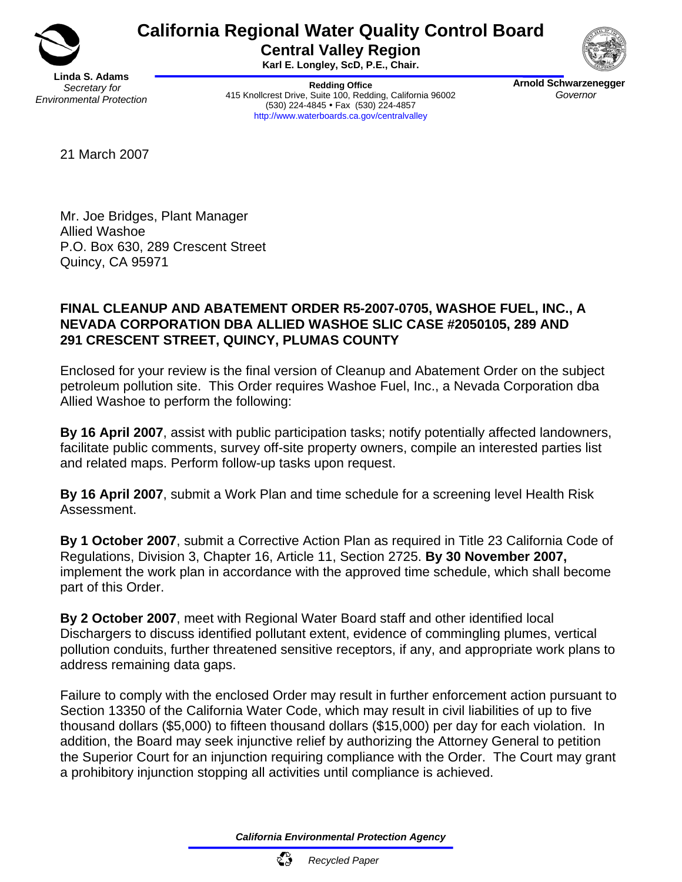# California Regional Water Quality Control Board

## Central Valley Region

**Karl E. Longley, ScD, P.E., Chair.**

**Linda S. Adams**
*Secretary for Environmental Protection*

**Redding Office**
415 Knollcrest Drive, Suite 100, Redding, California 96002
(530) 224-4845 • Fax (530) 224-4857
http://www.waterboards.ca.gov/centralvalley

**Arnold Schwarzenegger**
*Governor*

21 March 2007

Mr. Joe Bridges, Plant Manager
Allied Washoe
P.O. Box 630, 289 Crescent Street
Quincy, CA 95971

**FINAL CLEANUP AND ABATEMENT ORDER R5-2007-0705, WASHOE FUEL, INC., A NEVADA CORPORATION DBA ALLIED WASHOE SLIC CASE #2050105, 289 AND 291 CRESCENT STREET, QUINCY, PLUMAS COUNTY**

Enclosed for your review is the final version of Cleanup and Abatement Order on the subject petroleum pollution site. This Order requires Washoe Fuel, Inc., a Nevada Corporation dba Allied Washoe to perform the following:

**By 16 April 2007**, assist with public participation tasks; notify potentially affected landowners, facilitate public comments, survey off-site property owners, compile an interested parties list and related maps. Perform follow-up tasks upon request.

**By 16 April 2007**, submit a Work Plan and time schedule for a screening level Health Risk Assessment.

**By 1 October 2007**, submit a Corrective Action Plan as required in Title 23 California Code of Regulations, Division 3, Chapter 16, Article 11, Section 2725. **By 30 November 2007,** implement the work plan in accordance with the approved time schedule, which shall become part of this Order.

**By 2 October 2007**, meet with Regional Water Board staff and other identified local Dischargers to discuss identified pollutant extent, evidence of commingling plumes, vertical pollution conduits, further threatened sensitive receptors, if any, and appropriate work plans to address remaining data gaps.

Failure to comply with the enclosed Order may result in further enforcement action pursuant to Section 13350 of the California Water Code, which may result in civil liabilities of up to five thousand dollars ($5,000) to fifteen thousand dollars ($15,000) per day for each violation. In addition, the Board may seek injunctive relief by authorizing the Attorney General to petition the Superior Court for an injunction requiring compliance with the Order. The Court may grant a prohibitory injunction stopping all activities until compliance is achieved.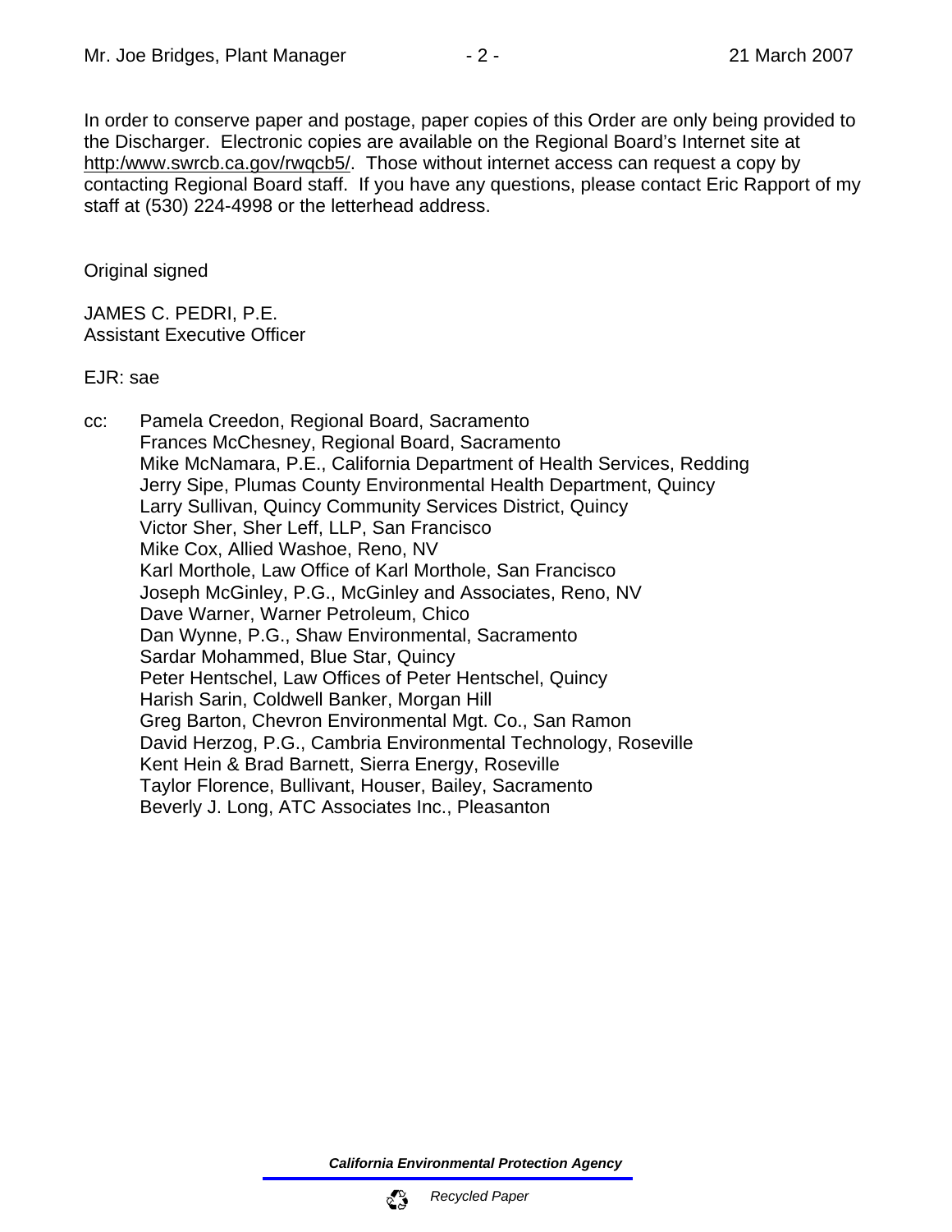In order to conserve paper and postage, paper copies of this Order are only being provided to the Discharger. Electronic copies are available on the Regional Board's Internet site at http:/www.swrcb.ca.gov/rwqcb5/. Those without internet access can request a copy by contacting Regional Board staff. If you have any questions, please contact Eric Rapport of my staff at (530) 224-4998 or the letterhead address.

Original signed

JAMES C. PEDRI, P.E.
Assistant Executive Officer

EJR: sae

cc: Pamela Creedon, Regional Board, Sacramento
Frances McChesney, Regional Board, Sacramento
Mike McNamara, P.E., California Department of Health Services, Redding
Jerry Sipe, Plumas County Environmental Health Department, Quincy
Larry Sullivan, Quincy Community Services District, Quincy
Victor Sher, Sher Leff, LLP, San Francisco
Mike Cox, Allied Washoe, Reno, NV
Karl Morthole, Law Office of Karl Morthole, San Francisco
Joseph McGinley, P.G., McGinley and Associates, Reno, NV
Dave Warner, Warner Petroleum, Chico
Dan Wynne, P.G., Shaw Environmental, Sacramento
Sardar Mohammed, Blue Star, Quincy
Peter Hentschel, Law Offices of Peter Hentschel, Quincy
Harish Sarin, Coldwell Banker, Morgan Hill
Greg Barton, Chevron Environmental Mgt. Co., San Ramon
David Herzog, P.G., Cambria Environmental Technology, Roseville
Kent Hein & Brad Barnett, Sierra Energy, Roseville
Taylor Florence, Bullivant, Houser, Bailey, Sacramento
Beverly J. Long, ATC Associates Inc., Pleasanton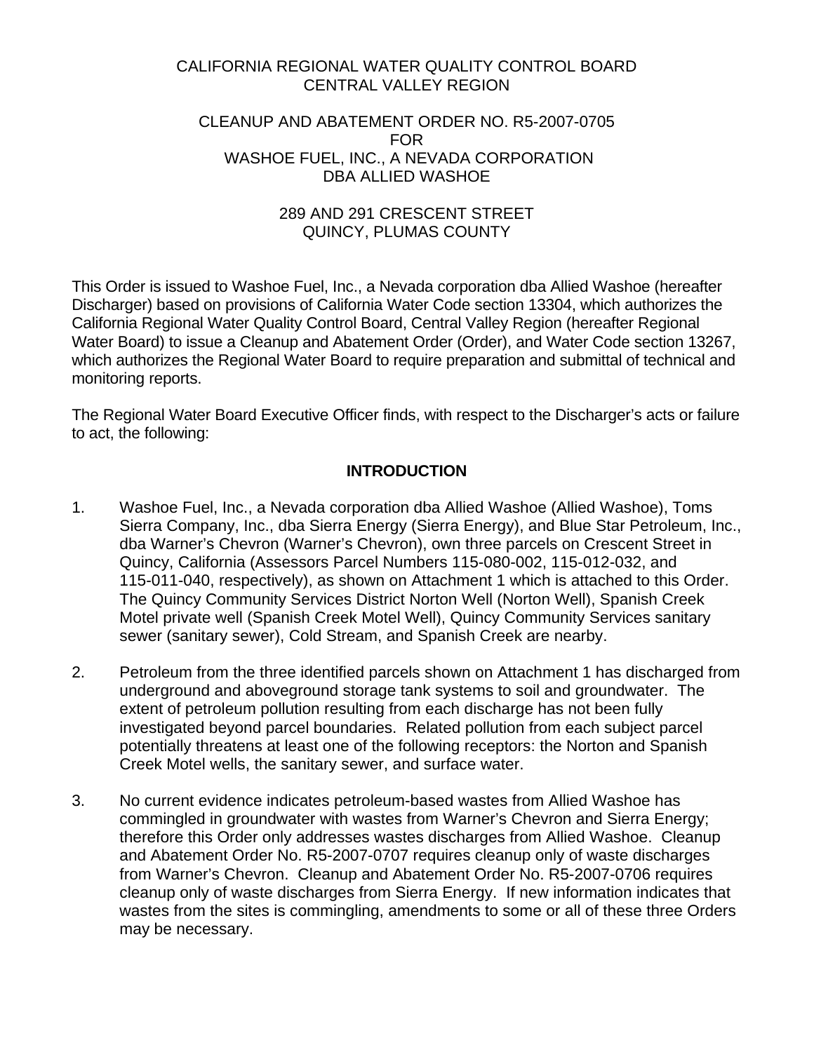CALIFORNIA REGIONAL WATER QUALITY CONTROL BOARD
CENTRAL VALLEY REGION

CLEANUP AND ABATEMENT ORDER NO. R5-2007-0705
FOR
WASHOE FUEL, INC., A NEVADA CORPORATION
DBA ALLIED WASHOE

289 AND 291 CRESCENT STREET
QUINCY, PLUMAS COUNTY

This Order is issued to Washoe Fuel, Inc., a Nevada corporation dba Allied Washoe (hereafter Discharger) based on provisions of California Water Code section 13304, which authorizes the California Regional Water Quality Control Board, Central Valley Region (hereafter Regional Water Board) to issue a Cleanup and Abatement Order (Order), and Water Code section 13267, which authorizes the Regional Water Board to require preparation and submittal of technical and monitoring reports.

The Regional Water Board Executive Officer finds, with respect to the Discharger's acts or failure to act, the following:

## INTRODUCTION

1. Washoe Fuel, Inc., a Nevada corporation dba Allied Washoe (Allied Washoe), Toms Sierra Company, Inc., dba Sierra Energy (Sierra Energy), and Blue Star Petroleum, Inc., dba Warner's Chevron (Warner's Chevron), own three parcels on Crescent Street in Quincy, California (Assessors Parcel Numbers 115-080-002, 115-012-032, and 115-011-040, respectively), as shown on Attachment 1 which is attached to this Order. The Quincy Community Services District Norton Well (Norton Well), Spanish Creek Motel private well (Spanish Creek Motel Well), Quincy Community Services sanitary sewer (sanitary sewer), Cold Stream, and Spanish Creek are nearby.

2. Petroleum from the three identified parcels shown on Attachment 1 has discharged from underground and aboveground storage tank systems to soil and groundwater. The extent of petroleum pollution resulting from each discharge has not been fully investigated beyond parcel boundaries. Related pollution from each subject parcel potentially threatens at least one of the following receptors: the Norton and Spanish Creek Motel wells, the sanitary sewer, and surface water.

3. No current evidence indicates petroleum-based wastes from Allied Washoe has commingled in groundwater with wastes from Warner's Chevron and Sierra Energy; therefore this Order only addresses wastes discharges from Allied Washoe. Cleanup and Abatement Order No. R5-2007-0707 requires cleanup only of waste discharges from Warner's Chevron. Cleanup and Abatement Order No. R5-2007-0706 requires cleanup only of waste discharges from Sierra Energy. If new information indicates that wastes from the sites is commingling, amendments to some or all of these three Orders may be necessary.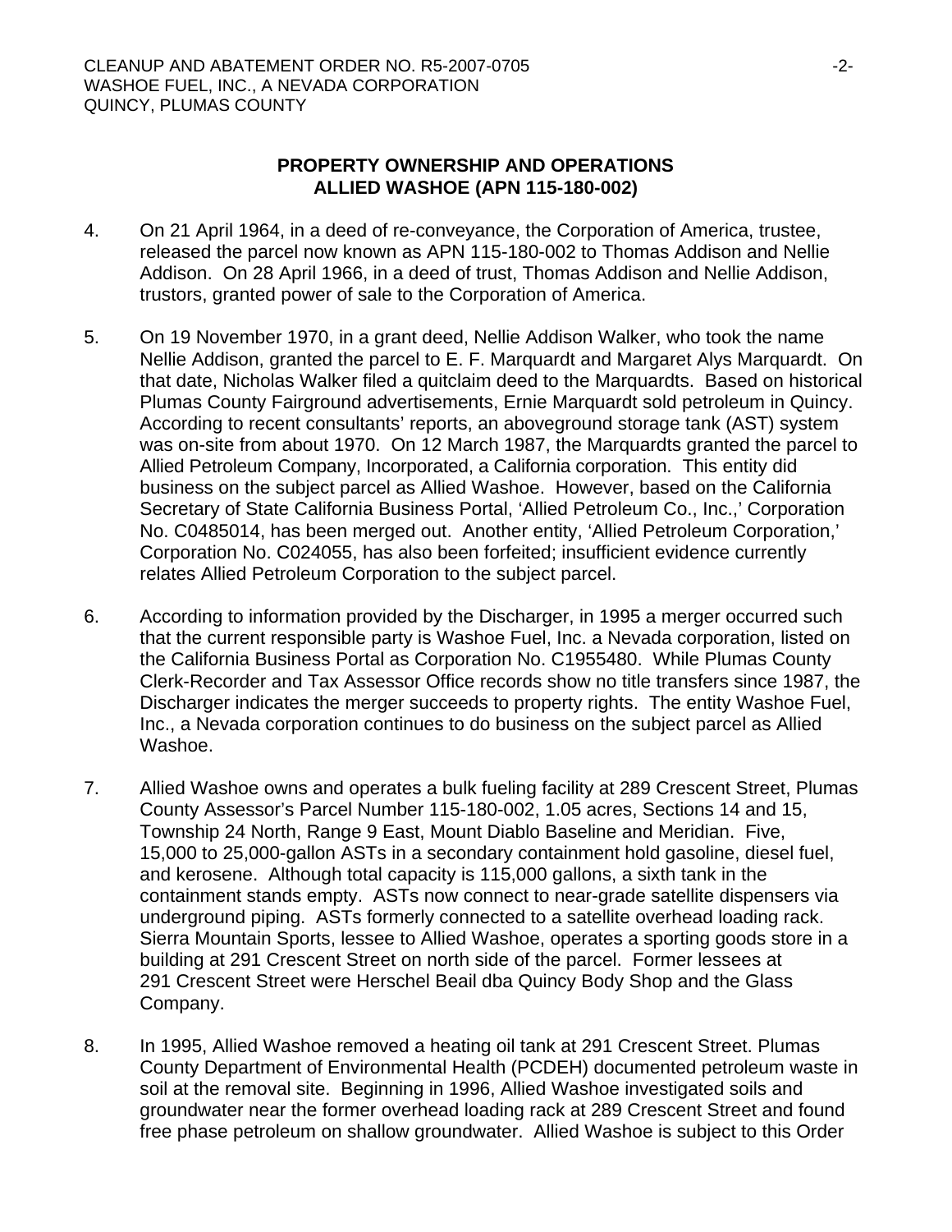## PROPERTY OWNERSHIP AND OPERATIONS
## ALLIED WASHOE (APN 115-180-002)

4. On 21 April 1964, in a deed of re-conveyance, the Corporation of America, trustee, released the parcel now known as APN 115-180-002 to Thomas Addison and Nellie Addison. On 28 April 1966, in a deed of trust, Thomas Addison and Nellie Addison, trustors, granted power of sale to the Corporation of America.

5. On 19 November 1970, in a grant deed, Nellie Addison Walker, who took the name Nellie Addison, granted the parcel to E. F. Marquardt and Margaret Alys Marquardt. On that date, Nicholas Walker filed a quitclaim deed to the Marquardts. Based on historical Plumas County Fairground advertisements, Ernie Marquardt sold petroleum in Quincy. According to recent consultants' reports, an aboveground storage tank (AST) system was on-site from about 1970. On 12 March 1987, the Marquardts granted the parcel to Allied Petroleum Company, Incorporated, a California corporation. This entity did business on the subject parcel as Allied Washoe. However, based on the California Secretary of State California Business Portal, 'Allied Petroleum Co., Inc.,' Corporation No. C0485014, has been merged out. Another entity, 'Allied Petroleum Corporation,' Corporation No. C024055, has also been forfeited; insufficient evidence currently relates Allied Petroleum Corporation to the subject parcel.

6. According to information provided by the Discharger, in 1995 a merger occurred such that the current responsible party is Washoe Fuel, Inc. a Nevada corporation, listed on the California Business Portal as Corporation No. C1955480. While Plumas County Clerk-Recorder and Tax Assessor Office records show no title transfers since 1987, the Discharger indicates the merger succeeds to property rights. The entity Washoe Fuel, Inc., a Nevada corporation continues to do business on the subject parcel as Allied Washoe.

7. Allied Washoe owns and operates a bulk fueling facility at 289 Crescent Street, Plumas County Assessor's Parcel Number 115-180-002, 1.05 acres, Sections 14 and 15, Township 24 North, Range 9 East, Mount Diablo Baseline and Meridian. Five, 15,000 to 25,000-gallon ASTs in a secondary containment hold gasoline, diesel fuel, and kerosene. Although total capacity is 115,000 gallons, a sixth tank in the containment stands empty. ASTs now connect to near-grade satellite dispensers via underground piping. ASTs formerly connected to a satellite overhead loading rack. Sierra Mountain Sports, lessee to Allied Washoe, operates a sporting goods store in a building at 291 Crescent Street on north side of the parcel. Former lessees at 291 Crescent Street were Herschel Beail dba Quincy Body Shop and the Glass Company.

8. In 1995, Allied Washoe removed a heating oil tank at 291 Crescent Street. Plumas County Department of Environmental Health (PCDEH) documented petroleum waste in soil at the removal site. Beginning in 1996, Allied Washoe investigated soils and groundwater near the former overhead loading rack at 289 Crescent Street and found free phase petroleum on shallow groundwater. Allied Washoe is subject to this Order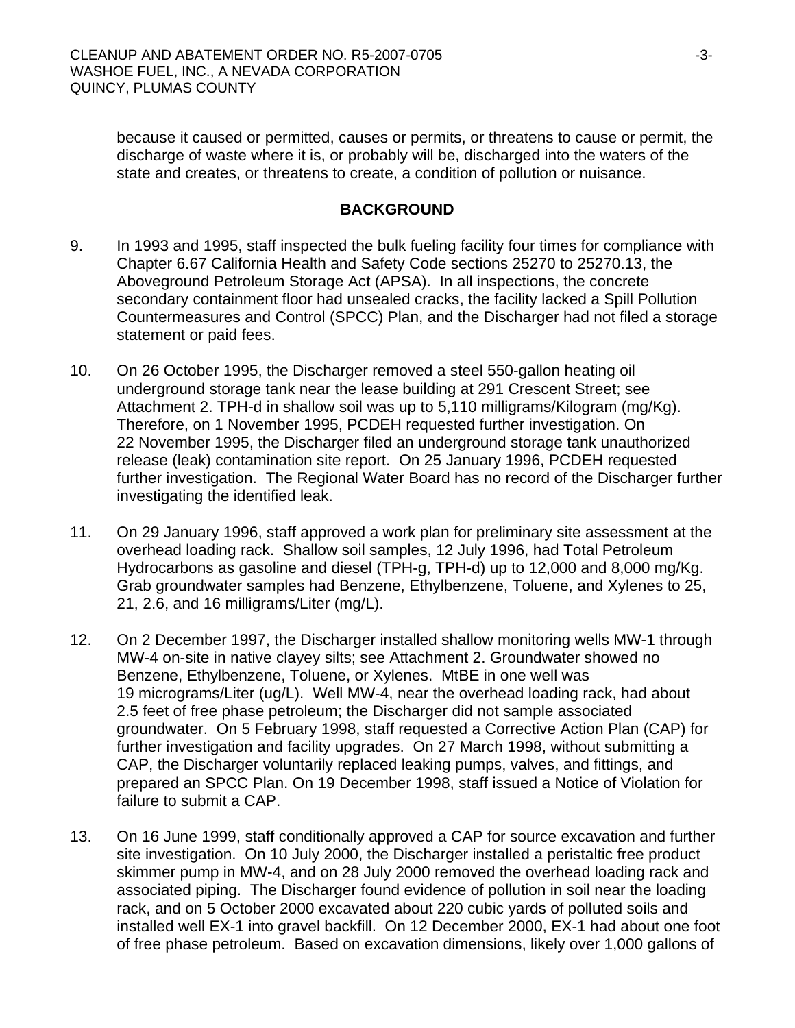because it caused or permitted, causes or permits, or threatens to cause or permit, the discharge of waste where it is, or probably will be, discharged into the waters of the state and creates, or threatens to create, a condition of pollution or nuisance.

## BACKGROUND

9. In 1993 and 1995, staff inspected the bulk fueling facility four times for compliance with Chapter 6.67 California Health and Safety Code sections 25270 to 25270.13, the Aboveground Petroleum Storage Act (APSA). In all inspections, the concrete secondary containment floor had unsealed cracks, the facility lacked a Spill Pollution Countermeasures and Control (SPCC) Plan, and the Discharger had not filed a storage statement or paid fees.

10. On 26 October 1995, the Discharger removed a steel 550-gallon heating oil underground storage tank near the lease building at 291 Crescent Street; see Attachment 2. TPH-d in shallow soil was up to 5,110 milligrams/Kilogram (mg/Kg). Therefore, on 1 November 1995, PCDEH requested further investigation. On 22 November 1995, the Discharger filed an underground storage tank unauthorized release (leak) contamination site report. On 25 January 1996, PCDEH requested further investigation. The Regional Water Board has no record of the Discharger further investigating the identified leak.

11. On 29 January 1996, staff approved a work plan for preliminary site assessment at the overhead loading rack. Shallow soil samples, 12 July 1996, had Total Petroleum Hydrocarbons as gasoline and diesel (TPH-g, TPH-d) up to 12,000 and 8,000 mg/Kg. Grab groundwater samples had Benzene, Ethylbenzene, Toluene, and Xylenes to 25, 21, 2.6, and 16 milligrams/Liter (mg/L).

12. On 2 December 1997, the Discharger installed shallow monitoring wells MW-1 through MW-4 on-site in native clayey silts; see Attachment 2. Groundwater showed no Benzene, Ethylbenzene, Toluene, or Xylenes. MtBE in one well was 19 micrograms/Liter (ug/L). Well MW-4, near the overhead loading rack, had about 2.5 feet of free phase petroleum; the Discharger did not sample associated groundwater. On 5 February 1998, staff requested a Corrective Action Plan (CAP) for further investigation and facility upgrades. On 27 March 1998, without submitting a CAP, the Discharger voluntarily replaced leaking pumps, valves, and fittings, and prepared an SPCC Plan. On 19 December 1998, staff issued a Notice of Violation for failure to submit a CAP.

13. On 16 June 1999, staff conditionally approved a CAP for source excavation and further site investigation. On 10 July 2000, the Discharger installed a peristaltic free product skimmer pump in MW-4, and on 28 July 2000 removed the overhead loading rack and associated piping. The Discharger found evidence of pollution in soil near the loading rack, and on 5 October 2000 excavated about 220 cubic yards of polluted soils and installed well EX-1 into gravel backfill. On 12 December 2000, EX-1 had about one foot of free phase petroleum. Based on excavation dimensions, likely over 1,000 gallons of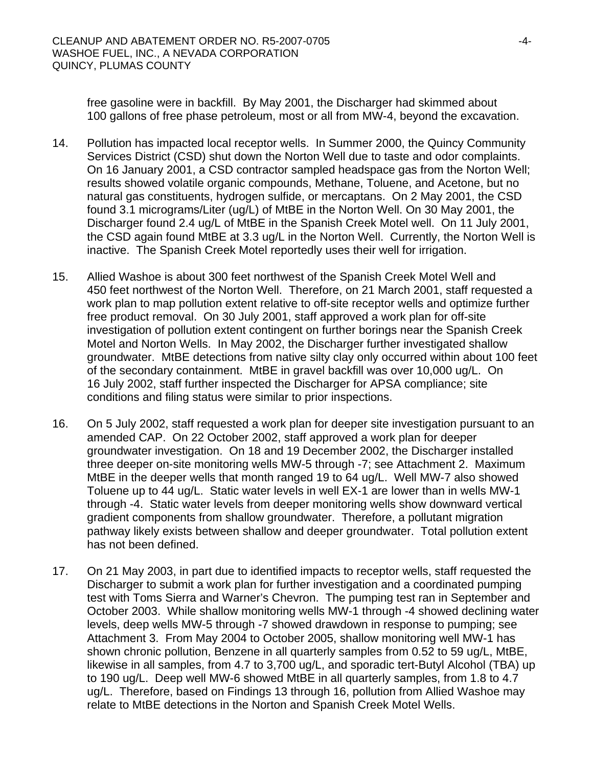free gasoline were in backfill. By May 2001, the Discharger had skimmed about 100 gallons of free phase petroleum, most or all from MW-4, beyond the excavation.

14. Pollution has impacted local receptor wells. In Summer 2000, the Quincy Community Services District (CSD) shut down the Norton Well due to taste and odor complaints. On 16 January 2001, a CSD contractor sampled headspace gas from the Norton Well; results showed volatile organic compounds, Methane, Toluene, and Acetone, but no natural gas constituents, hydrogen sulfide, or mercaptans. On 2 May 2001, the CSD found 3.1 micrograms/Liter (ug/L) of MtBE in the Norton Well. On 30 May 2001, the Discharger found 2.4 ug/L of MtBE in the Spanish Creek Motel well. On 11 July 2001, the CSD again found MtBE at 3.3 ug/L in the Norton Well. Currently, the Norton Well is inactive. The Spanish Creek Motel reportedly uses their well for irrigation.

15. Allied Washoe is about 300 feet northwest of the Spanish Creek Motel Well and 450 feet northwest of the Norton Well. Therefore, on 21 March 2001, staff requested a work plan to map pollution extent relative to off-site receptor wells and optimize further free product removal. On 30 July 2001, staff approved a work plan for off-site investigation of pollution extent contingent on further borings near the Spanish Creek Motel and Norton Wells. In May 2002, the Discharger further investigated shallow groundwater. MtBE detections from native silty clay only occurred within about 100 feet of the secondary containment. MtBE in gravel backfill was over 10,000 ug/L. On 16 July 2002, staff further inspected the Discharger for APSA compliance; site conditions and filing status were similar to prior inspections.

16. On 5 July 2002, staff requested a work plan for deeper site investigation pursuant to an amended CAP. On 22 October 2002, staff approved a work plan for deeper groundwater investigation. On 18 and 19 December 2002, the Discharger installed three deeper on-site monitoring wells MW-5 through -7; see Attachment 2. Maximum MtBE in the deeper wells that month ranged 19 to 64 ug/L. Well MW-7 also showed Toluene up to 44 ug/L. Static water levels in well EX-1 are lower than in wells MW-1 through -4. Static water levels from deeper monitoring wells show downward vertical gradient components from shallow groundwater. Therefore, a pollutant migration pathway likely exists between shallow and deeper groundwater. Total pollution extent has not been defined.

17. On 21 May 2003, in part due to identified impacts to receptor wells, staff requested the Discharger to submit a work plan for further investigation and a coordinated pumping test with Toms Sierra and Warner's Chevron. The pumping test ran in September and October 2003. While shallow monitoring wells MW-1 through -4 showed declining water levels, deep wells MW-5 through -7 showed drawdown in response to pumping; see Attachment 3. From May 2004 to October 2005, shallow monitoring well MW-1 has shown chronic pollution, Benzene in all quarterly samples from 0.52 to 59 ug/L, MtBE, likewise in all samples, from 4.7 to 3,700 ug/L, and sporadic tert-Butyl Alcohol (TBA) up to 190 ug/L. Deep well MW-6 showed MtBE in all quarterly samples, from 1.8 to 4.7 ug/L. Therefore, based on Findings 13 through 16, pollution from Allied Washoe may relate to MtBE detections in the Norton and Spanish Creek Motel Wells.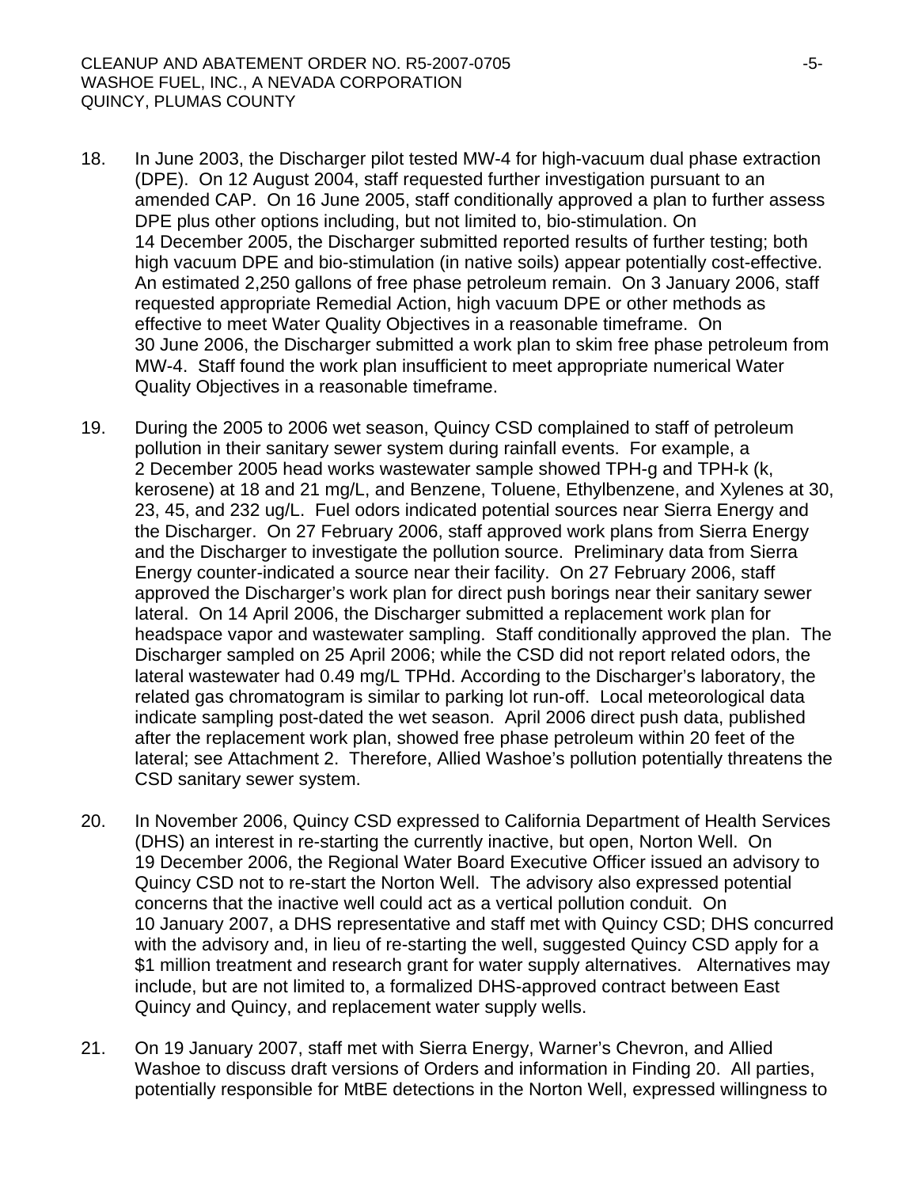18. In June 2003, the Discharger pilot tested MW-4 for high-vacuum dual phase extraction (DPE). On 12 August 2004, staff requested further investigation pursuant to an amended CAP. On 16 June 2005, staff conditionally approved a plan to further assess DPE plus other options including, but not limited to, bio-stimulation. On 14 December 2005, the Discharger submitted reported results of further testing; both high vacuum DPE and bio-stimulation (in native soils) appear potentially cost-effective. An estimated 2,250 gallons of free phase petroleum remain. On 3 January 2006, staff requested appropriate Remedial Action, high vacuum DPE or other methods as effective to meet Water Quality Objectives in a reasonable timeframe. On 30 June 2006, the Discharger submitted a work plan to skim free phase petroleum from MW-4. Staff found the work plan insufficient to meet appropriate numerical Water Quality Objectives in a reasonable timeframe.

19. During the 2005 to 2006 wet season, Quincy CSD complained to staff of petroleum pollution in their sanitary sewer system during rainfall events. For example, a 2 December 2005 head works wastewater sample showed TPH-g and TPH-k (k, kerosene) at 18 and 21 mg/L, and Benzene, Toluene, Ethylbenzene, and Xylenes at 30, 23, 45, and 232 ug/L. Fuel odors indicated potential sources near Sierra Energy and the Discharger. On 27 February 2006, staff approved work plans from Sierra Energy and the Discharger to investigate the pollution source. Preliminary data from Sierra Energy counter-indicated a source near their facility. On 27 February 2006, staff approved the Discharger's work plan for direct push borings near their sanitary sewer lateral. On 14 April 2006, the Discharger submitted a replacement work plan for headspace vapor and wastewater sampling. Staff conditionally approved the plan. The Discharger sampled on 25 April 2006; while the CSD did not report related odors, the lateral wastewater had 0.49 mg/L TPHd. According to the Discharger's laboratory, the related gas chromatogram is similar to parking lot run-off. Local meteorological data indicate sampling post-dated the wet season. April 2006 direct push data, published after the replacement work plan, showed free phase petroleum within 20 feet of the lateral; see Attachment 2. Therefore, Allied Washoe's pollution potentially threatens the CSD sanitary sewer system.

20. In November 2006, Quincy CSD expressed to California Department of Health Services (DHS) an interest in re-starting the currently inactive, but open, Norton Well. On 19 December 2006, the Regional Water Board Executive Officer issued an advisory to Quincy CSD not to re-start the Norton Well. The advisory also expressed potential concerns that the inactive well could act as a vertical pollution conduit. On 10 January 2007, a DHS representative and staff met with Quincy CSD; DHS concurred with the advisory and, in lieu of re-starting the well, suggested Quincy CSD apply for a $1 million treatment and research grant for water supply alternatives. Alternatives may include, but are not limited to, a formalized DHS-approved contract between East Quincy and Quincy, and replacement water supply wells.

21. On 19 January 2007, staff met with Sierra Energy, Warner's Chevron, and Allied Washoe to discuss draft versions of Orders and information in Finding 20. All parties, potentially responsible for MtBE detections in the Norton Well, expressed willingness to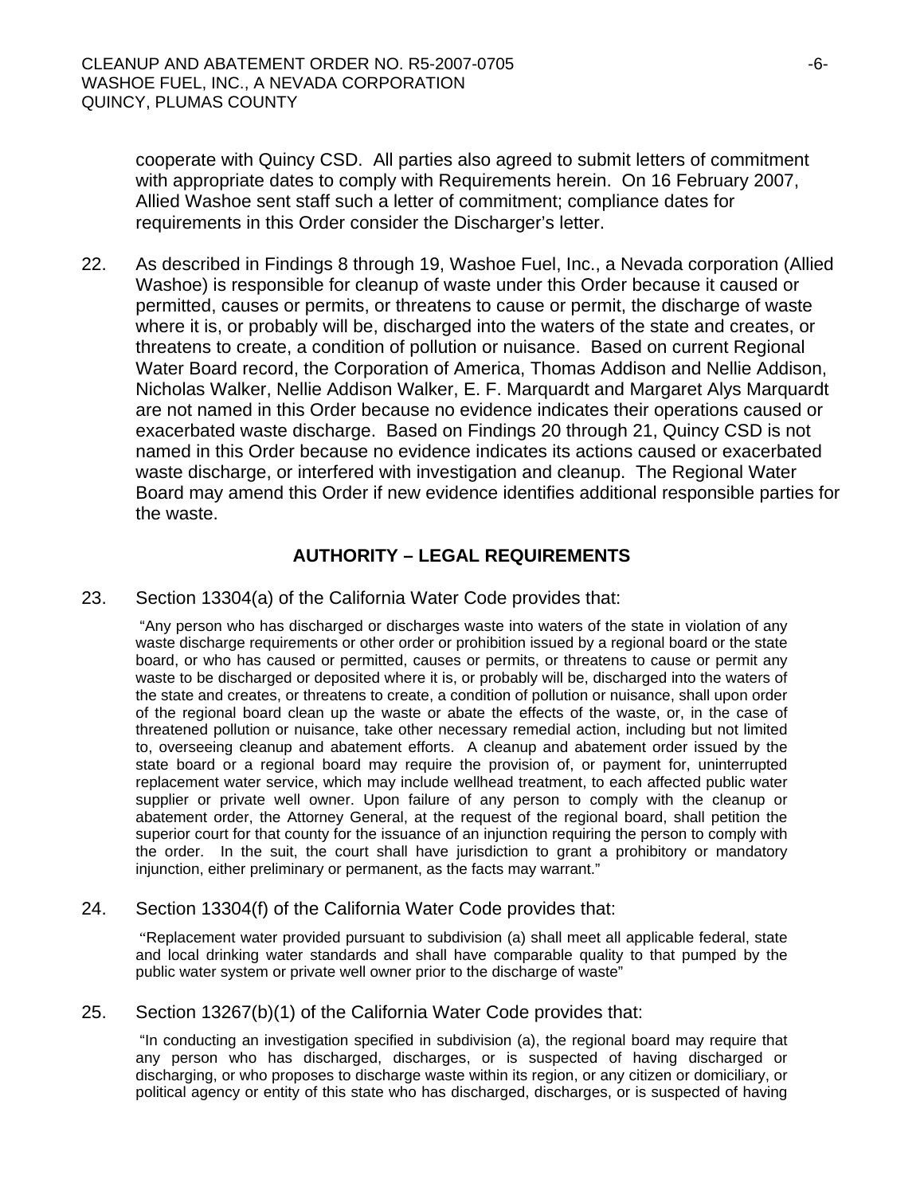cooperate with Quincy CSD. All parties also agreed to submit letters of commitment with appropriate dates to comply with Requirements herein. On 16 February 2007, Allied Washoe sent staff such a letter of commitment; compliance dates for requirements in this Order consider the Discharger's letter.

22. As described in Findings 8 through 19, Washoe Fuel, Inc., a Nevada corporation (Allied Washoe) is responsible for cleanup of waste under this Order because it caused or permitted, causes or permits, or threatens to cause or permit, the discharge of waste where it is, or probably will be, discharged into the waters of the state and creates, or threatens to create, a condition of pollution or nuisance. Based on current Regional Water Board record, the Corporation of America, Thomas Addison and Nellie Addison, Nicholas Walker, Nellie Addison Walker, E. F. Marquardt and Margaret Alys Marquardt are not named in this Order because no evidence indicates their operations caused or exacerbated waste discharge. Based on Findings 20 through 21, Quincy CSD is not named in this Order because no evidence indicates its actions caused or exacerbated waste discharge, or interfered with investigation and cleanup. The Regional Water Board may amend this Order if new evidence identifies additional responsible parties for the waste.

## AUTHORITY – LEGAL REQUIREMENTS

23. Section 13304(a) of the California Water Code provides that:

    "Any person who has discharged or discharges waste into waters of the state in violation of any waste discharge requirements or other order or prohibition issued by a regional board or the state board, or who has caused or permitted, causes or permits, or threatens to cause or permit any waste to be discharged or deposited where it is, or probably will be, discharged into the waters of the state and creates, or threatens to create, a condition of pollution or nuisance, shall upon order of the regional board clean up the waste or abate the effects of the waste, or, in the case of threatened pollution or nuisance, take other necessary remedial action, including but not limited to, overseeing cleanup and abatement efforts. A cleanup and abatement order issued by the state board or a regional board may require the provision of, or payment for, uninterrupted replacement water service, which may include wellhead treatment, to each affected public water supplier or private well owner. Upon failure of any person to comply with the cleanup or abatement order, the Attorney General, at the request of the regional board, shall petition the superior court for that county for the issuance of an injunction requiring the person to comply with the order. In the suit, the court shall have jurisdiction to grant a prohibitory or mandatory injunction, either preliminary or permanent, as the facts may warrant."

24. Section 13304(f) of the California Water Code provides that:

    "Replacement water provided pursuant to subdivision (a) shall meet all applicable federal, state and local drinking water standards and shall have comparable quality to that pumped by the public water system or private well owner prior to the discharge of waste"

25. Section 13267(b)(1) of the California Water Code provides that:

    "In conducting an investigation specified in subdivision (a), the regional board may require that any person who has discharged, discharges, or is suspected of having discharged or discharging, or who proposes to discharge waste within its region, or any citizen or domiciliary, or political agency or entity of this state who has discharged, discharges, or is suspected of having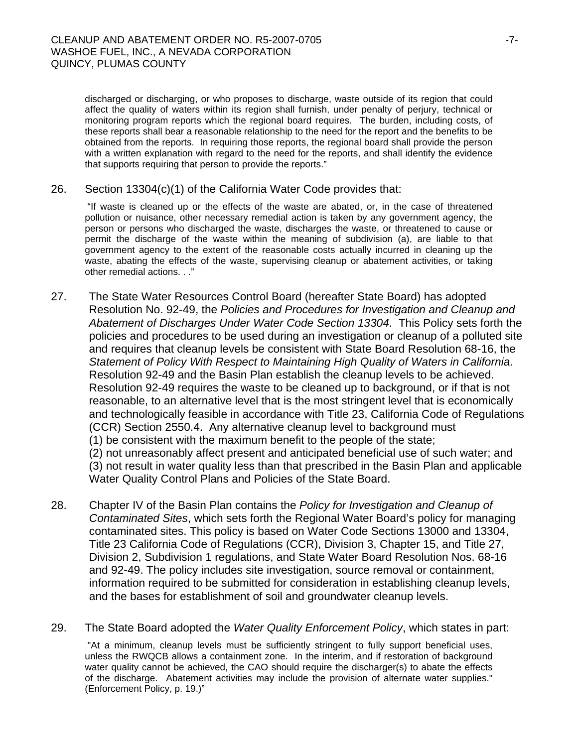discharged or discharging, or who proposes to discharge, waste outside of its region that could affect the quality of waters within its region shall furnish, under penalty of perjury, technical or monitoring program reports which the regional board requires. The burden, including costs, of these reports shall bear a reasonable relationship to the need for the report and the benefits to be obtained from the reports. In requiring those reports, the regional board shall provide the person with a written explanation with regard to the need for the reports, and shall identify the evidence that supports requiring that person to provide the reports."

26. Section 13304(c)(1) of the California Water Code provides that:

"If waste is cleaned up or the effects of the waste are abated, or, in the case of threatened pollution or nuisance, other necessary remedial action is taken by any government agency, the person or persons who discharged the waste, discharges the waste, or threatened to cause or permit the discharge of the waste within the meaning of subdivision (a), are liable to that government agency to the extent of the reasonable costs actually incurred in cleaning up the waste, abating the effects of the waste, supervising cleanup or abatement activities, or taking other remedial actions. . ."

27. The State Water Resources Control Board (hereafter State Board) has adopted Resolution No. 92-49, the *Policies and Procedures for Investigation and Cleanup and Abatement of Discharges Under Water Code Section 13304*. This Policy sets forth the policies and procedures to be used during an investigation or cleanup of a polluted site and requires that cleanup levels be consistent with State Board Resolution 68-16, the *Statement of Policy With Respect to Maintaining High Quality of Waters in California*. Resolution 92-49 and the Basin Plan establish the cleanup levels to be achieved. Resolution 92-49 requires the waste to be cleaned up to background, or if that is not reasonable, to an alternative level that is the most stringent level that is economically and technologically feasible in accordance with Title 23, California Code of Regulations (CCR) Section 2550.4. Any alternative cleanup level to background must
(1) be consistent with the maximum benefit to the people of the state;
(2) not unreasonably affect present and anticipated beneficial use of such water; and
(3) not result in water quality less than that prescribed in the Basin Plan and applicable Water Quality Control Plans and Policies of the State Board.

28. Chapter IV of the Basin Plan contains the *Policy for Investigation and Cleanup of Contaminated Sites*, which sets forth the Regional Water Board's policy for managing contaminated sites. This policy is based on Water Code Sections 13000 and 13304, Title 23 California Code of Regulations (CCR), Division 3, Chapter 15, and Title 27, Division 2, Subdivision 1 regulations, and State Water Board Resolution Nos. 68-16 and 92-49. The policy includes site investigation, source removal or containment, information required to be submitted for consideration in establishing cleanup levels, and the bases for establishment of soil and groundwater cleanup levels.

29. The State Board adopted the *Water Quality Enforcement Policy*, which states in part:

"At a minimum, cleanup levels must be sufficiently stringent to fully support beneficial uses, unless the RWQCB allows a containment zone. In the interim, and if restoration of background water quality cannot be achieved, the CAO should require the discharger(s) to abate the effects of the discharge. Abatement activities may include the provision of alternate water supplies." (Enforcement Policy, p. 19.)"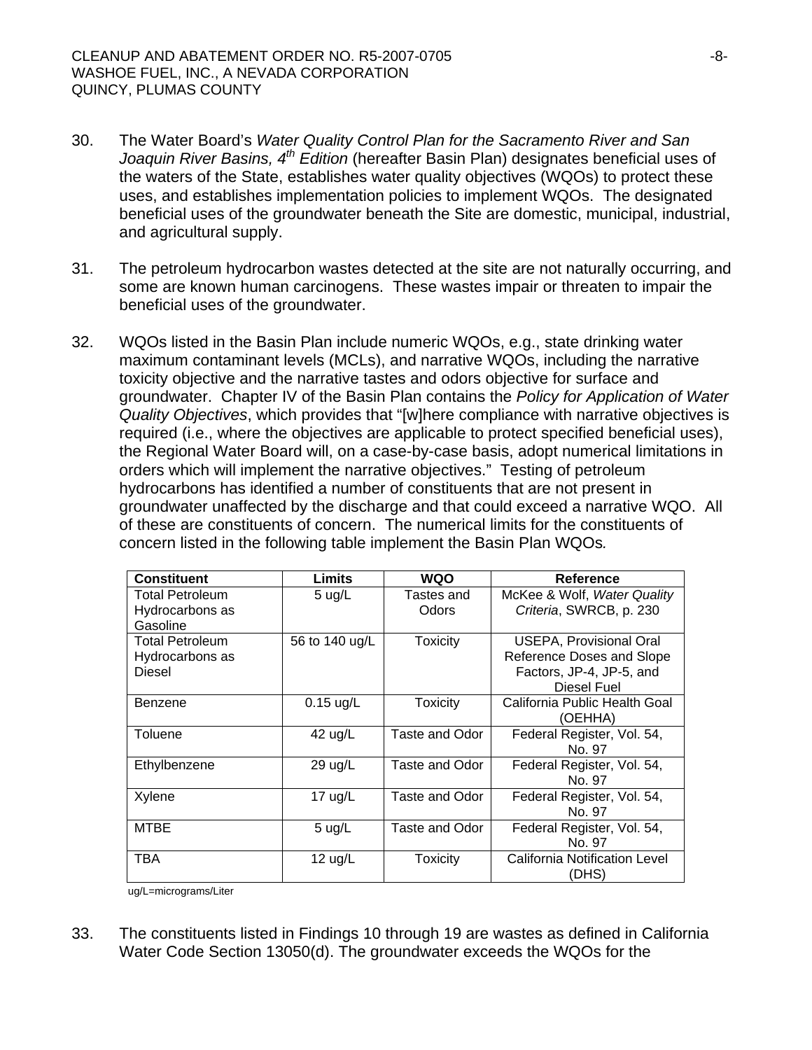30. The Water Board's *Water Quality Control Plan for the Sacramento River and San Joaquin River Basins, 4th Edition* (hereafter Basin Plan) designates beneficial uses of the waters of the State, establishes water quality objectives (WQOs) to protect these uses, and establishes implementation policies to implement WQOs. The designated beneficial uses of the groundwater beneath the Site are domestic, municipal, industrial, and agricultural supply.

31. The petroleum hydrocarbon wastes detected at the site are not naturally occurring, and some are known human carcinogens. These wastes impair or threaten to impair the beneficial uses of the groundwater.

32. WQOs listed in the Basin Plan include numeric WQOs, e.g., state drinking water maximum contaminant levels (MCLs), and narrative WQOs, including the narrative toxicity objective and the narrative tastes and odors objective for surface and groundwater. Chapter IV of the Basin Plan contains the *Policy for Application of Water Quality Objectives*, which provides that "[w]here compliance with narrative objectives is required (i.e., where the objectives are applicable to protect specified beneficial uses), the Regional Water Board will, on a case-by-case basis, adopt numerical limitations in orders which will implement the narrative objectives." Testing of petroleum hydrocarbons has identified a number of constituents that are not present in groundwater unaffected by the discharge and that could exceed a narrative WQO. All of these are constituents of concern. The numerical limits for the constituents of concern listed in the following table implement the Basin Plan WQOs.

| Constituent | Limits | WQO | Reference |
|---|---|---|---|
| Total Petroleum Hydrocarbons as Gasoline | 5 ug/L | Tastes and Odors | McKee & Wolf, *Water Quality Criteria*, SWRCB, p. 230 |
| Total Petroleum Hydrocarbons as Diesel | 56 to 140 ug/L | Toxicity | USEPA, Provisional Oral Reference Doses and Slope Factors, JP-4, JP-5, and Diesel Fuel |
| Benzene | 0.15 ug/L | Toxicity | California Public Health Goal (OEHHA) |
| Toluene | 42 ug/L | Taste and Odor | Federal Register, Vol. 54, No. 97 |
| Ethylbenzene | 29 ug/L | Taste and Odor | Federal Register, Vol. 54, No. 97 |
| Xylene | 17 ug/L | Taste and Odor | Federal Register, Vol. 54, No. 97 |
| MTBE | 5 ug/L | Taste and Odor | Federal Register, Vol. 54, No. 97 |
| TBA | 12 ug/L | Toxicity | California Notification Level (DHS) |

ug/L=micrograms/Liter

33. The constituents listed in Findings 10 through 19 are wastes as defined in California Water Code Section 13050(d). The groundwater exceeds the WQOs for the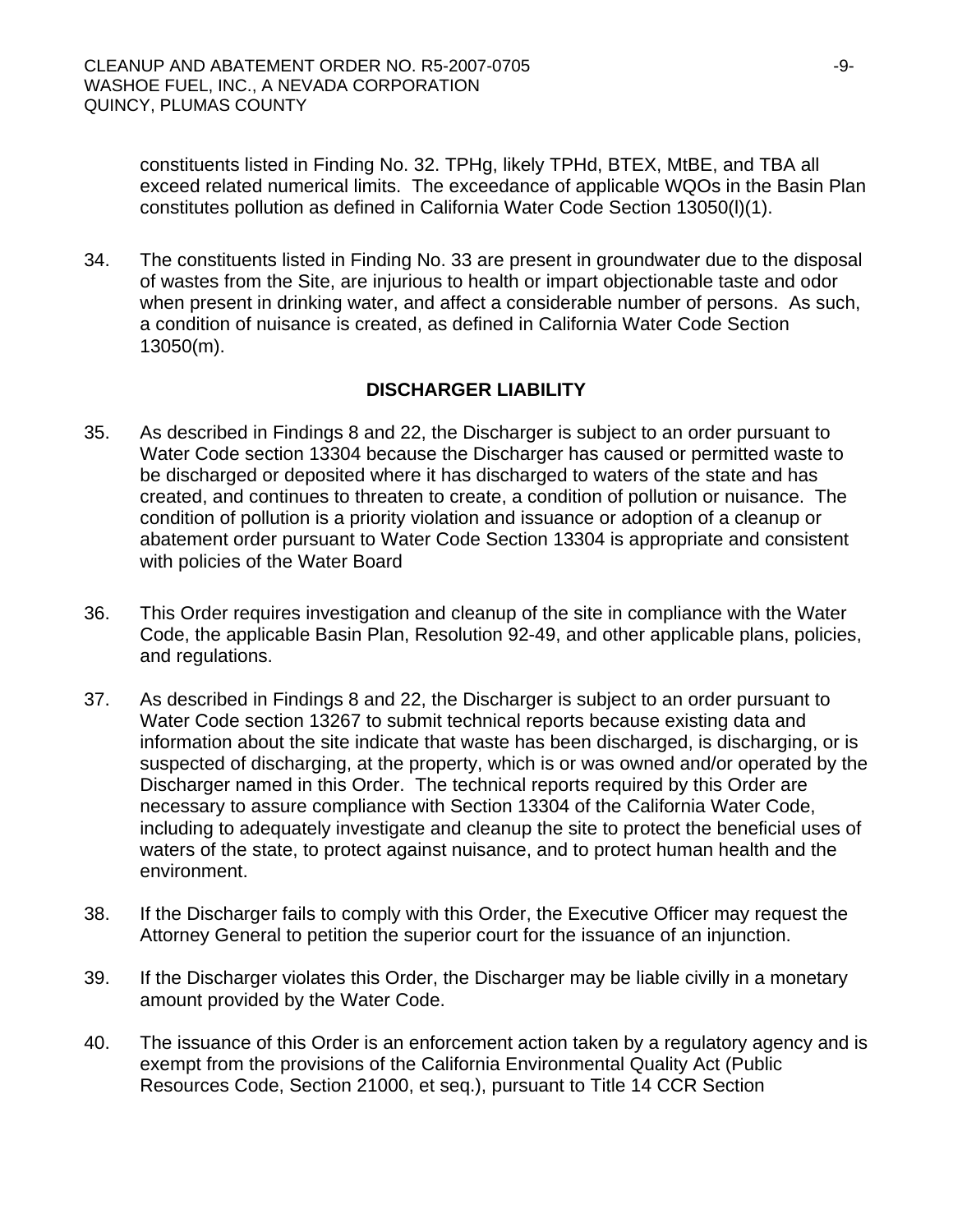constituents listed in Finding No. 32. TPHg, likely TPHd, BTEX, MtBE, and TBA all exceed related numerical limits. The exceedance of applicable WQOs in the Basin Plan constitutes pollution as defined in California Water Code Section 13050(l)(1).

34. The constituents listed in Finding No. 33 are present in groundwater due to the disposal of wastes from the Site, are injurious to health or impart objectionable taste and odor when present in drinking water, and affect a considerable number of persons. As such, a condition of nuisance is created, as defined in California Water Code Section 13050(m).

## DISCHARGER LIABILITY

35. As described in Findings 8 and 22, the Discharger is subject to an order pursuant to Water Code section 13304 because the Discharger has caused or permitted waste to be discharged or deposited where it has discharged to waters of the state and has created, and continues to threaten to create, a condition of pollution or nuisance. The condition of pollution is a priority violation and issuance or adoption of a cleanup or abatement order pursuant to Water Code Section 13304 is appropriate and consistent with policies of the Water Board

36. This Order requires investigation and cleanup of the site in compliance with the Water Code, the applicable Basin Plan, Resolution 92-49, and other applicable plans, policies, and regulations.

37. As described in Findings 8 and 22, the Discharger is subject to an order pursuant to Water Code section 13267 to submit technical reports because existing data and information about the site indicate that waste has been discharged, is discharging, or is suspected of discharging, at the property, which is or was owned and/or operated by the Discharger named in this Order. The technical reports required by this Order are necessary to assure compliance with Section 13304 of the California Water Code, including to adequately investigate and cleanup the site to protect the beneficial uses of waters of the state, to protect against nuisance, and to protect human health and the environment.

38. If the Discharger fails to comply with this Order, the Executive Officer may request the Attorney General to petition the superior court for the issuance of an injunction.

39. If the Discharger violates this Order, the Discharger may be liable civilly in a monetary amount provided by the Water Code.

40. The issuance of this Order is an enforcement action taken by a regulatory agency and is exempt from the provisions of the California Environmental Quality Act (Public Resources Code, Section 21000, et seq.), pursuant to Title 14 CCR Section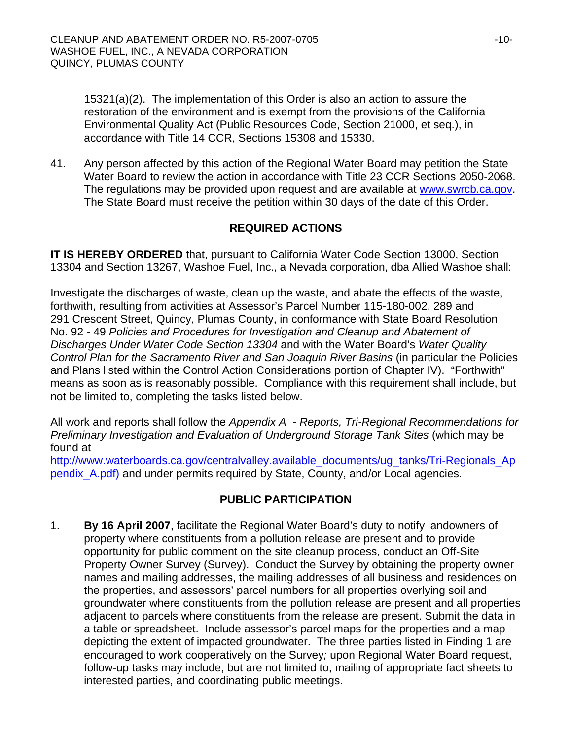15321(a)(2). The implementation of this Order is also an action to assure the restoration of the environment and is exempt from the provisions of the California Environmental Quality Act (Public Resources Code, Section 21000, et seq.), in accordance with Title 14 CCR, Sections 15308 and 15330.

41. Any person affected by this action of the Regional Water Board may petition the State Water Board to review the action in accordance with Title 23 CCR Sections 2050-2068. The regulations may be provided upon request and are available at www.swrcb.ca.gov. The State Board must receive the petition within 30 days of the date of this Order.

## REQUIRED ACTIONS

**IT IS HEREBY ORDERED** that, pursuant to California Water Code Section 13000, Section 13304 and Section 13267, Washoe Fuel, Inc., a Nevada corporation, dba Allied Washoe shall:

Investigate the discharges of waste, clean up the waste, and abate the effects of the waste, forthwith, resulting from activities at Assessor's Parcel Number 115-180-002, 289 and 291 Crescent Street, Quincy, Plumas County, in conformance with State Board Resolution No. 92 - 49 *Policies and Procedures for Investigation and Cleanup and Abatement of Discharges Under Water Code Section 13304* and with the Water Board's *Water Quality Control Plan for the Sacramento River and San Joaquin River Basins* (in particular the Policies and Plans listed within the Control Action Considerations portion of Chapter IV). "Forthwith" means as soon as is reasonably possible. Compliance with this requirement shall include, but not be limited to, completing the tasks listed below.

All work and reports shall follow the *Appendix A - Reports, Tri-Regional Recommendations for Preliminary Investigation and Evaluation of Underground Storage Tank Sites* (which may be found at http://www.waterboards.ca.gov/centralvalley.available_documents/ug_tanks/Tri-Regionals_Appendix_A.pdf) and under permits required by State, County, and/or Local agencies.

## PUBLIC PARTICIPATION

1. **By 16 April 2007**, facilitate the Regional Water Board's duty to notify landowners of property where constituents from a pollution release are present and to provide opportunity for public comment on the site cleanup process, conduct an Off-Site Property Owner Survey (Survey). Conduct the Survey by obtaining the property owner names and mailing addresses, the mailing addresses of all business and residences on the properties, and assessors' parcel numbers for all properties overlying soil and groundwater where constituents from the pollution release are present and all properties adjacent to parcels where constituents from the release are present. Submit the data in a table or spreadsheet. Include assessor's parcel maps for the properties and a map depicting the extent of impacted groundwater. The three parties listed in Finding 1 are encouraged to work cooperatively on the Survey*;* upon Regional Water Board request, follow-up tasks may include, but are not limited to, mailing of appropriate fact sheets to interested parties, and coordinating public meetings.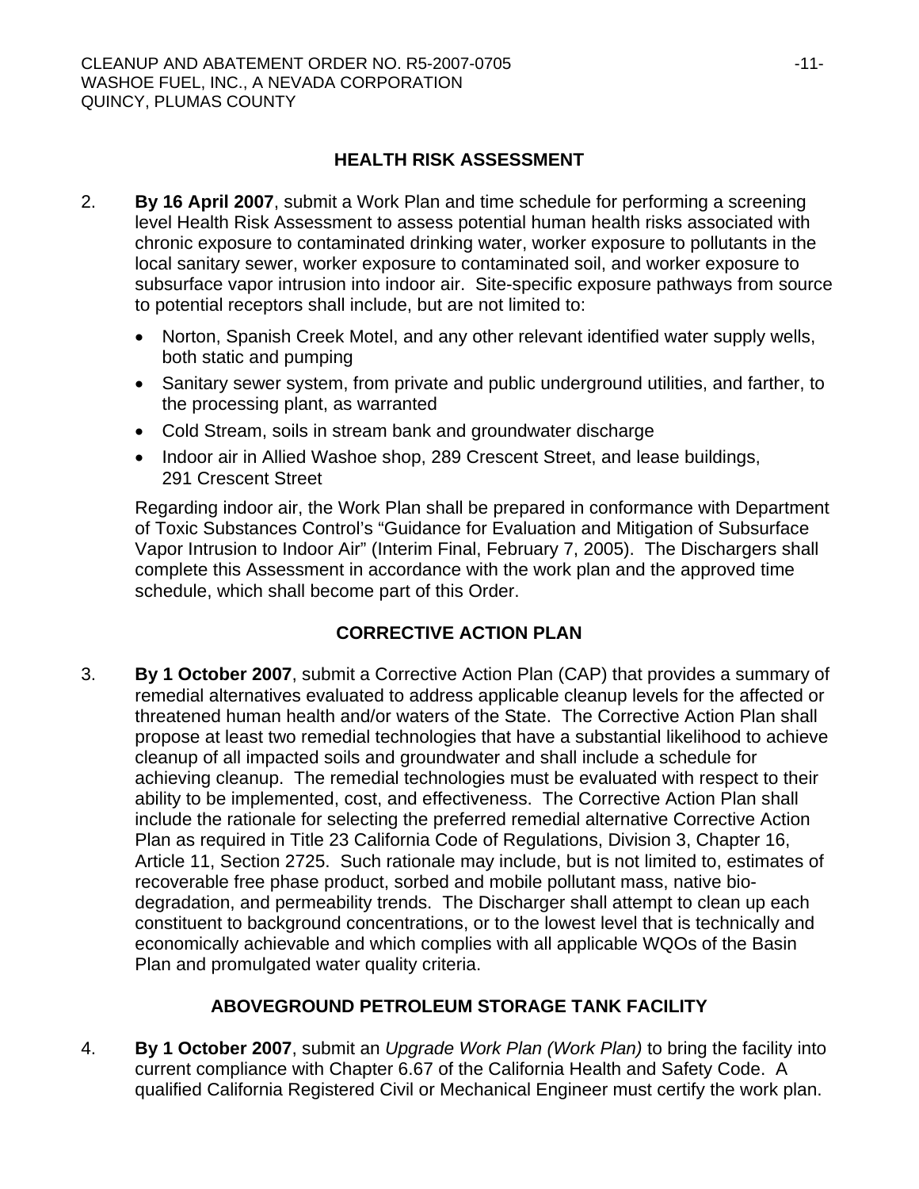## HEALTH RISK ASSESSMENT

2. **By 16 April 2007**, submit a Work Plan and time schedule for performing a screening level Health Risk Assessment to assess potential human health risks associated with chronic exposure to contaminated drinking water, worker exposure to pollutants in the local sanitary sewer, worker exposure to contaminated soil, and worker exposure to subsurface vapor intrusion into indoor air. Site-specific exposure pathways from source to potential receptors shall include, but are not limited to:

   - Norton, Spanish Creek Motel, and any other relevant identified water supply wells, both static and pumping
   - Sanitary sewer system, from private and public underground utilities, and farther, to the processing plant, as warranted
   - Cold Stream, soils in stream bank and groundwater discharge
   - Indoor air in Allied Washoe shop, 289 Crescent Street, and lease buildings, 291 Crescent Street

   Regarding indoor air, the Work Plan shall be prepared in conformance with Department of Toxic Substances Control's "Guidance for Evaluation and Mitigation of Subsurface Vapor Intrusion to Indoor Air" (Interim Final, February 7, 2005). The Dischargers shall complete this Assessment in accordance with the work plan and the approved time schedule, which shall become part of this Order.

## CORRECTIVE ACTION PLAN

3. **By 1 October 2007**, submit a Corrective Action Plan (CAP) that provides a summary of remedial alternatives evaluated to address applicable cleanup levels for the affected or threatened human health and/or waters of the State. The Corrective Action Plan shall propose at least two remedial technologies that have a substantial likelihood to achieve cleanup of all impacted soils and groundwater and shall include a schedule for achieving cleanup. The remedial technologies must be evaluated with respect to their ability to be implemented, cost, and effectiveness. The Corrective Action Plan shall include the rationale for selecting the preferred remedial alternative Corrective Action Plan as required in Title 23 California Code of Regulations, Division 3, Chapter 16, Article 11, Section 2725. Such rationale may include, but is not limited to, estimates of recoverable free phase product, sorbed and mobile pollutant mass, native bio-degradation, and permeability trends. The Discharger shall attempt to clean up each constituent to background concentrations, or to the lowest level that is technically and economically achievable and which complies with all applicable WQOs of the Basin Plan and promulgated water quality criteria.

## ABOVEGROUND PETROLEUM STORAGE TANK FACILITY

4. **By 1 October 2007**, submit an *Upgrade Work Plan (Work Plan)* to bring the facility into current compliance with Chapter 6.67 of the California Health and Safety Code. A qualified California Registered Civil or Mechanical Engineer must certify the work plan.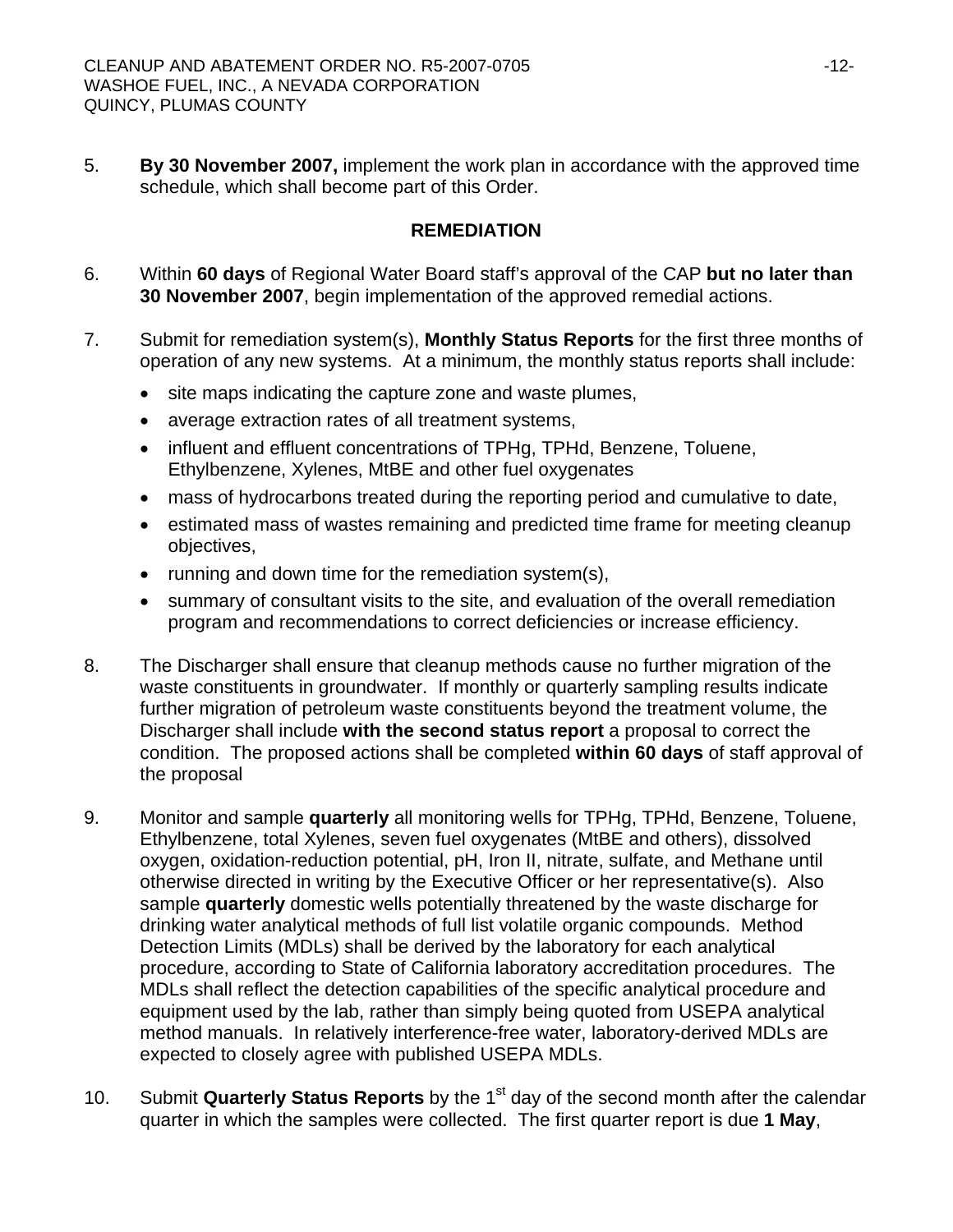5. **By 30 November 2007,** implement the work plan in accordance with the approved time schedule, which shall become part of this Order.

**REMEDIATION**

6. Within **60 days** of Regional Water Board staff's approval of the CAP **but no later than 30 November 2007**, begin implementation of the approved remedial actions.

7. Submit for remediation system(s), **Monthly Status Reports** for the first three months of operation of any new systems. At a minimum, the monthly status reports shall include:
   - site maps indicating the capture zone and waste plumes,
   - average extraction rates of all treatment systems,
   - influent and effluent concentrations of TPHg, TPHd, Benzene, Toluene, Ethylbenzene, Xylenes, MtBE and other fuel oxygenates
   - mass of hydrocarbons treated during the reporting period and cumulative to date,
   - estimated mass of wastes remaining and predicted time frame for meeting cleanup objectives,
   - running and down time for the remediation system(s),
   - summary of consultant visits to the site, and evaluation of the overall remediation program and recommendations to correct deficiencies or increase efficiency.

8. The Discharger shall ensure that cleanup methods cause no further migration of the waste constituents in groundwater. If monthly or quarterly sampling results indicate further migration of petroleum waste constituents beyond the treatment volume, the Discharger shall include **with the second status report** a proposal to correct the condition. The proposed actions shall be completed **within 60 days** of staff approval of the proposal

9. Monitor and sample **quarterly** all monitoring wells for TPHg, TPHd, Benzene, Toluene, Ethylbenzene, total Xylenes, seven fuel oxygenates (MtBE and others), dissolved oxygen, oxidation-reduction potential, pH, Iron II, nitrate, sulfate, and Methane until otherwise directed in writing by the Executive Officer or her representative(s). Also sample **quarterly** domestic wells potentially threatened by the waste discharge for drinking water analytical methods of full list volatile organic compounds. Method Detection Limits (MDLs) shall be derived by the laboratory for each analytical procedure, according to State of California laboratory accreditation procedures. The MDLs shall reflect the detection capabilities of the specific analytical procedure and equipment used by the lab, rather than simply being quoted from USEPA analytical method manuals. In relatively interference-free water, laboratory-derived MDLs are expected to closely agree with published USEPA MDLs.

10. Submit **Quarterly Status Reports** by the 1st day of the second month after the calendar quarter in which the samples were collected. The first quarter report is due **1 May**,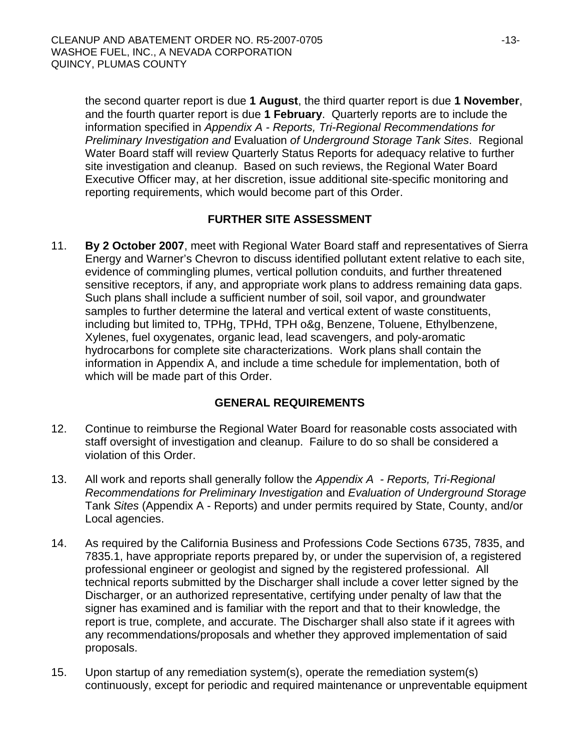the second quarter report is due **1 August**, the third quarter report is due **1 November**, and the fourth quarter report is due **1 February**. Quarterly reports are to include the information specified in *Appendix A - Reports, Tri-Regional Recommendations for Preliminary Investigation and* Evaluation *of Underground Storage Tank Sites*. Regional Water Board staff will review Quarterly Status Reports for adequacy relative to further site investigation and cleanup. Based on such reviews, the Regional Water Board Executive Officer may, at her discretion, issue additional site-specific monitoring and reporting requirements, which would become part of this Order.

## FURTHER SITE ASSESSMENT

11. **By 2 October 2007**, meet with Regional Water Board staff and representatives of Sierra Energy and Warner's Chevron to discuss identified pollutant extent relative to each site, evidence of commingling plumes, vertical pollution conduits, and further threatened sensitive receptors, if any, and appropriate work plans to address remaining data gaps. Such plans shall include a sufficient number of soil, soil vapor, and groundwater samples to further determine the lateral and vertical extent of waste constituents, including but limited to, TPHg, TPHd, TPH o&g, Benzene, Toluene, Ethylbenzene, Xylenes, fuel oxygenates, organic lead, lead scavengers, and poly-aromatic hydrocarbons for complete site characterizations. Work plans shall contain the information in Appendix A, and include a time schedule for implementation, both of which will be made part of this Order.

## GENERAL REQUIREMENTS

12. Continue to reimburse the Regional Water Board for reasonable costs associated with staff oversight of investigation and cleanup. Failure to do so shall be considered a violation of this Order.

13. All work and reports shall generally follow the *Appendix A - Reports, Tri-Regional Recommendations for Preliminary Investigation* and *Evaluation of Underground Storage* Tank *Sites* (Appendix A - Reports) and under permits required by State, County, and/or Local agencies.

14. As required by the California Business and Professions Code Sections 6735, 7835, and 7835.1, have appropriate reports prepared by, or under the supervision of, a registered professional engineer or geologist and signed by the registered professional. All technical reports submitted by the Discharger shall include a cover letter signed by the Discharger, or an authorized representative, certifying under penalty of law that the signer has examined and is familiar with the report and that to their knowledge, the report is true, complete, and accurate. The Discharger shall also state if it agrees with any recommendations/proposals and whether they approved implementation of said proposals.

15. Upon startup of any remediation system(s), operate the remediation system(s) continuously, except for periodic and required maintenance or unpreventable equipment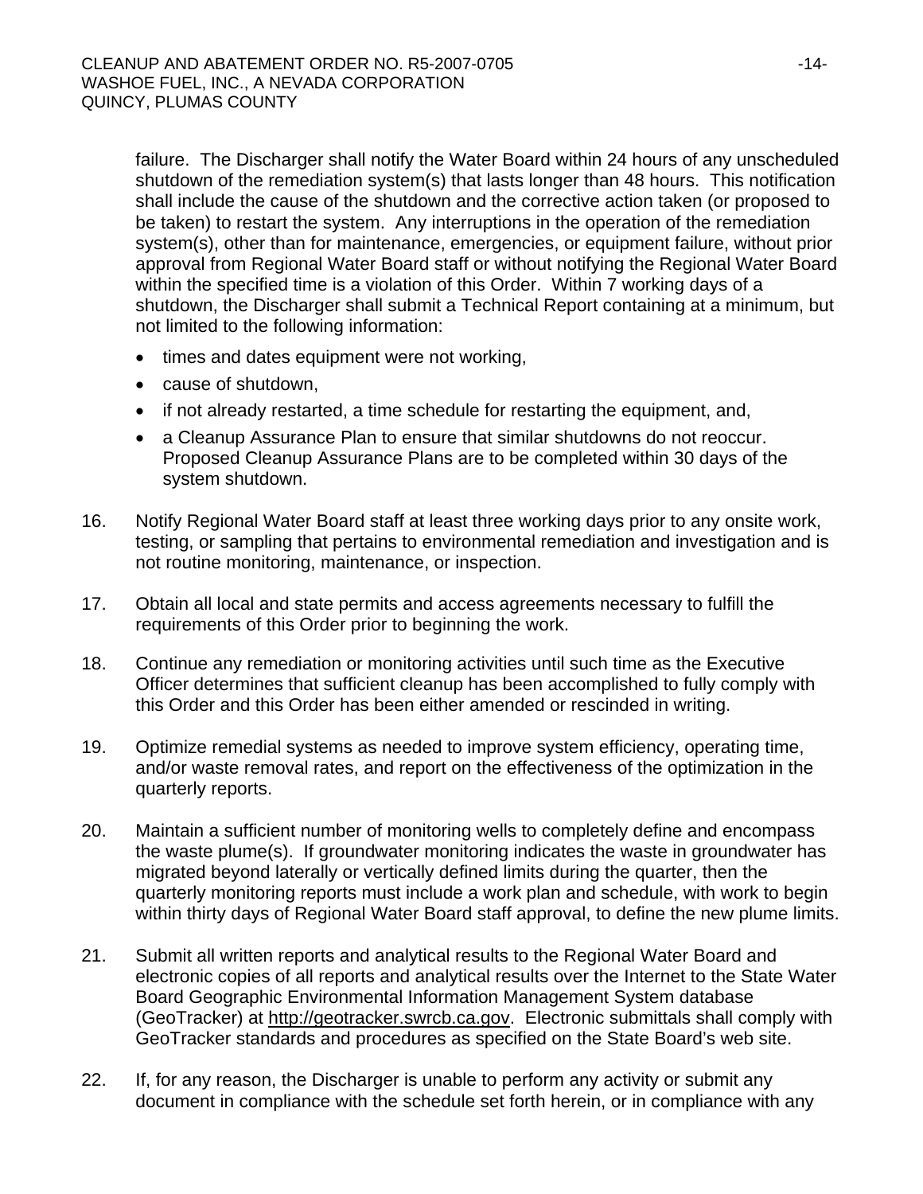failure. The Discharger shall notify the Water Board within 24 hours of any unscheduled shutdown of the remediation system(s) that lasts longer than 48 hours. This notification shall include the cause of the shutdown and the corrective action taken (or proposed to be taken) to restart the system. Any interruptions in the operation of the remediation system(s), other than for maintenance, emergencies, or equipment failure, without prior approval from Regional Water Board staff or without notifying the Regional Water Board within the specified time is a violation of this Order. Within 7 working days of a shutdown, the Discharger shall submit a Technical Report containing at a minimum, but not limited to the following information:

- times and dates equipment were not working,
- cause of shutdown,
- if not already restarted, a time schedule for restarting the equipment, and,
- a Cleanup Assurance Plan to ensure that similar shutdowns do not reoccur. Proposed Cleanup Assurance Plans are to be completed within 30 days of the system shutdown.

16. Notify Regional Water Board staff at least three working days prior to any onsite work, testing, or sampling that pertains to environmental remediation and investigation and is not routine monitoring, maintenance, or inspection.

17. Obtain all local and state permits and access agreements necessary to fulfill the requirements of this Order prior to beginning the work.

18. Continue any remediation or monitoring activities until such time as the Executive Officer determines that sufficient cleanup has been accomplished to fully comply with this Order and this Order has been either amended or rescinded in writing.

19. Optimize remedial systems as needed to improve system efficiency, operating time, and/or waste removal rates, and report on the effectiveness of the optimization in the quarterly reports.

20. Maintain a sufficient number of monitoring wells to completely define and encompass the waste plume(s). If groundwater monitoring indicates the waste in groundwater has migrated beyond laterally or vertically defined limits during the quarter, then the quarterly monitoring reports must include a work plan and schedule, with work to begin within thirty days of Regional Water Board staff approval, to define the new plume limits.

21. Submit all written reports and analytical results to the Regional Water Board and electronic copies of all reports and analytical results over the Internet to the State Water Board Geographic Environmental Information Management System database (GeoTracker) at http://geotracker.swrcb.ca.gov. Electronic submittals shall comply with GeoTracker standards and procedures as specified on the State Board's web site.

22. If, for any reason, the Discharger is unable to perform any activity or submit any document in compliance with the schedule set forth herein, or in compliance with any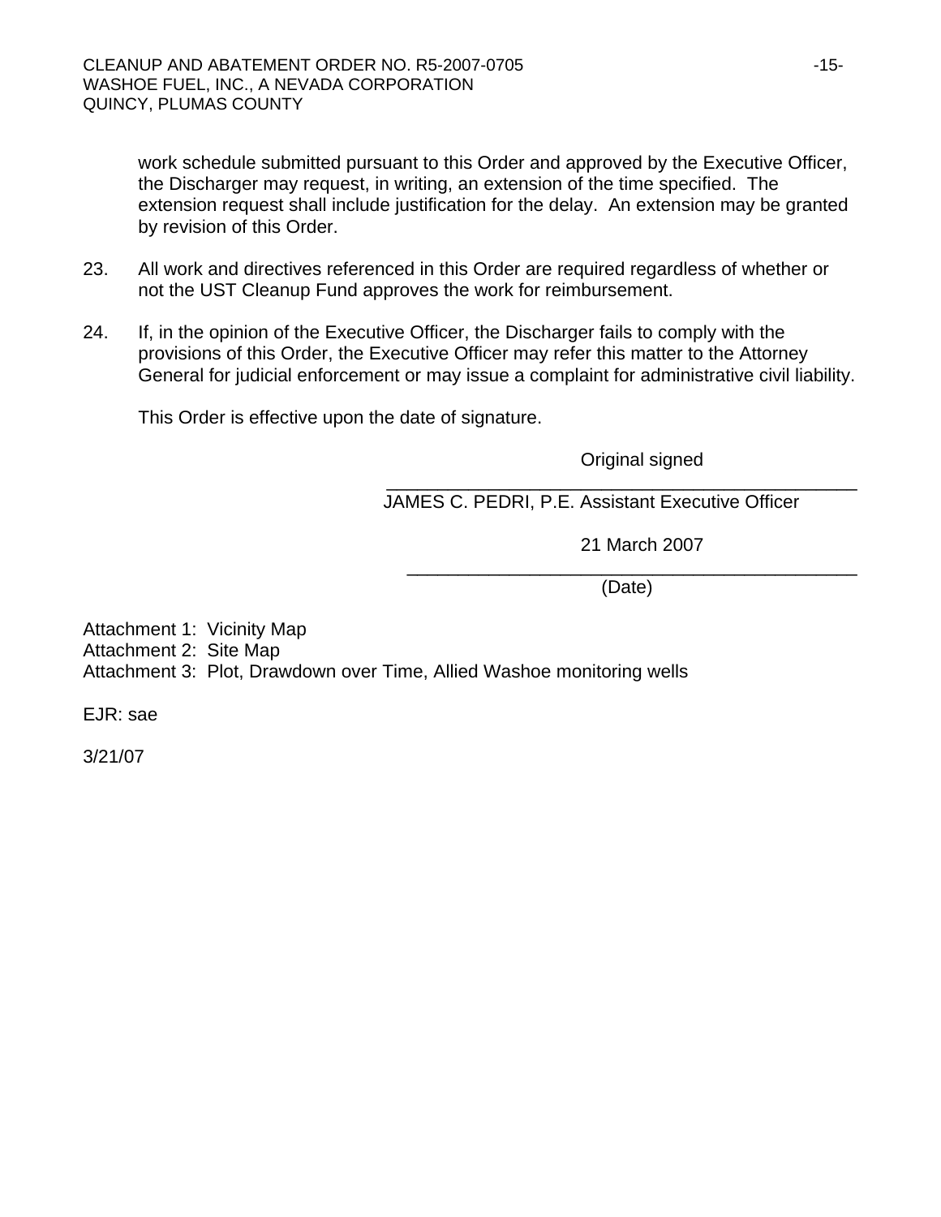work schedule submitted pursuant to this Order and approved by the Executive Officer, the Discharger may request, in writing, an extension of the time specified. The extension request shall include justification for the delay. An extension may be granted by revision of this Order.

23. All work and directives referenced in this Order are required regardless of whether or not the UST Cleanup Fund approves the work for reimbursement.

24. If, in the opinion of the Executive Officer, the Discharger fails to comply with the provisions of this Order, the Executive Officer may refer this matter to the Attorney General for judicial enforcement or may issue a complaint for administrative civil liability.

This Order is effective upon the date of signature.

Original signed

\_\_\_\_\_\_\_\_\_\_\_\_\_\_\_\_\_\_\_\_\_\_\_\_\_\_\_\_\_\_\_\_\_\_\_\_\_\_\_\_\_\_\_\_

JAMES C. PEDRI, P.E. Assistant Executive Officer

21 March 2007

\_\_\_\_\_\_\_\_\_\_\_\_\_\_\_\_\_\_\_\_\_\_\_\_\_\_\_\_\_\_\_\_\_\_\_\_\_\_\_\_\_\_\_\_

(Date)

Attachment 1: Vicinity Map
Attachment 2: Site Map
Attachment 3: Plot, Drawdown over Time, Allied Washoe monitoring wells

EJR: sae

3/21/07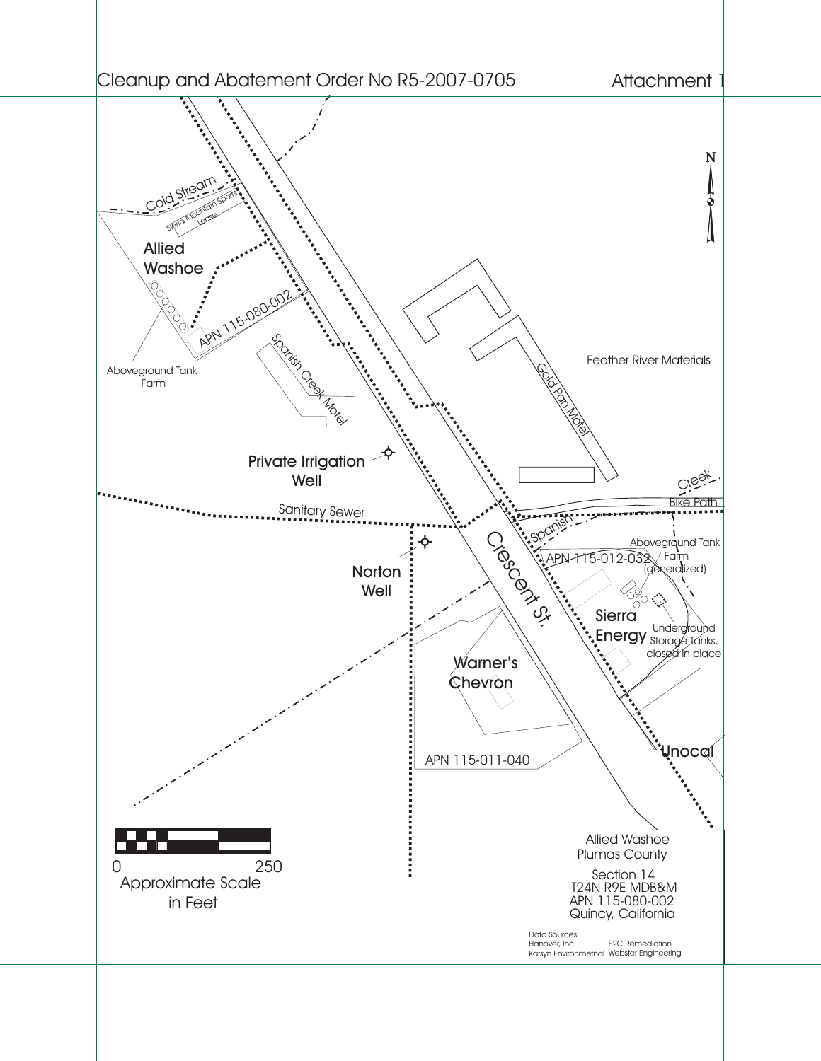Cleanup and Abatement Order No R5-2007-0705

Attachment 1

Cold Stream

Sierra Mountain Sports Lease

Allied Washoe

APN 115-080-002

Aboveground Tank Farm

Spanish Creek Motel

Gold Pan Motel

Feather River Materials

Private Irrigation Well

Sanitary Sewer

Spanish Creek

Bike Path

Norton Well

Crescent St.

APN 115-012-032

Aboveground Tank Farm (generalized)

Sierra Energy

Underground Storage Tanks, closed in place

Warner's Chevron

APN 115-011-040

Unocal

N

0 250

Approximate Scale in Feet

Allied Washoe
Plumas County

Section 14
T24N R9E MDB&M
APN 115-080-002
Quincy, California

Data Sources:
Hanover, Inc.
Karsyn Environmetnal
E2C Remediation
Webster Engineering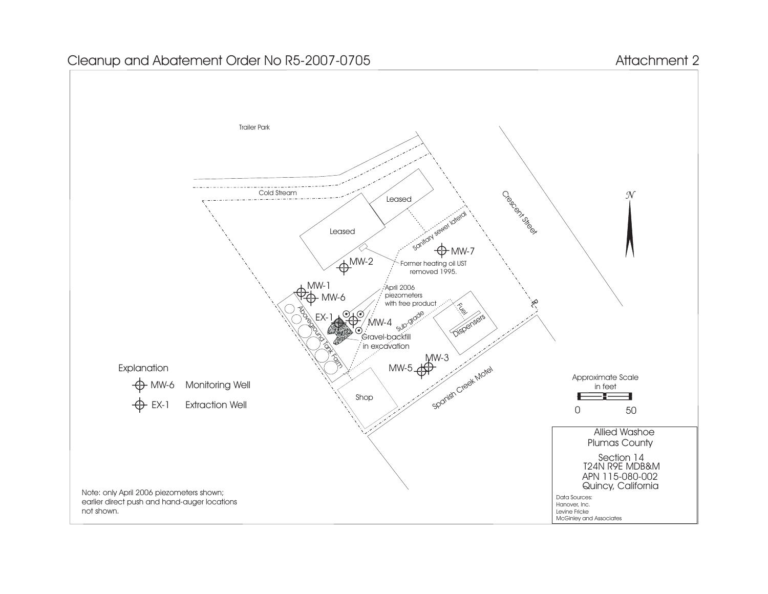Cleanup and Abatement Order No R5-2007-0705

Attachment 2

Trailer Park

Cold Stream

Leased

Leased

Crescent Street

N

Sanitary sewer lateral

MW-7

Former heating oil UST removed 1995.

MW-2

MW-1

MW-6

April 2006 piezometers with free product

EX-1

MW-4

Sub-grade

Fuel

Dispensers

Aboveground Tank Farm

Gravel-backfill in excavation

MW-3

MW-5

Spanish Creek Motel

Shop

Explanation

MW-6 Monitoring Well

EX-1 Extraction Well

Approximate Scale in feet

0 50

Allied Washoe
Plumas County

Section 14
T24N R9E MDB&M
APN 115-080-002
Quincy, California

Data Sources:
Hanover, Inc.
Levine Fricke
McGinley and Associates

Note: only April 2006 piezometers shown; earlier direct push and hand-auger locations not shown.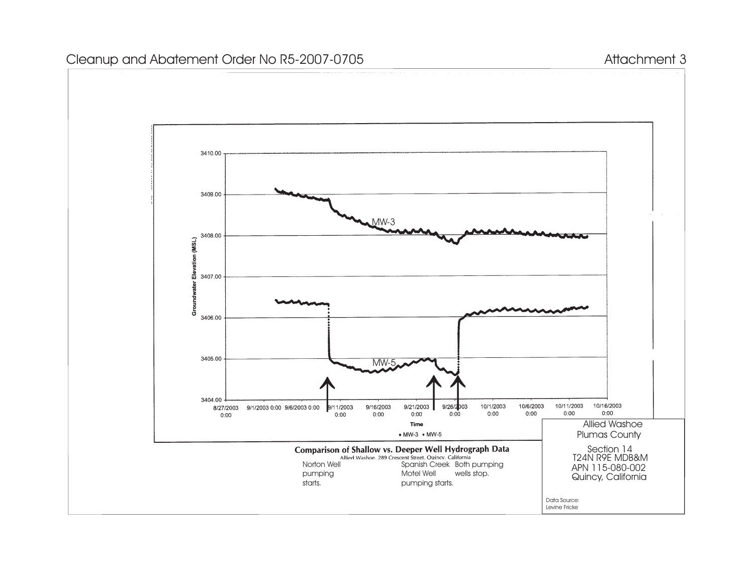Cleanup and Abatement Order No R5-2007-0705

Attachment 3

3410.00

3409.00

3408.00

3407.00

3406.00

3405.00

3404.00

Groundwater Elevation (MSL)

MW-3

MW-5

8/27/2003 0:00

9/1/2003 0:00

9/6/2003 0:00

9/11/2003 0:00

9/16/2003 0:00

9/21/2003 0:00

9/26/2003 0:00

10/1/2003 0:00

10/6/2003 0:00

10/11/2003 0:00

10/16/2003 0:00

Time

• MW-3 • MW-5

**Comparison of Shallow vs. Deeper Well Hydrograph Data**

Allied Washoe, 289 Crescent Street, Quincy, California

Norton Well pumping starts.

Spanish Creek Motel Well pumping starts.

Both pumping wells stop.

Allied Washoe
Plumas County

Section 14
T24N R9E MDB&M
APN 115-080-002
Quincy, California

Data Source:
Levine Fricke